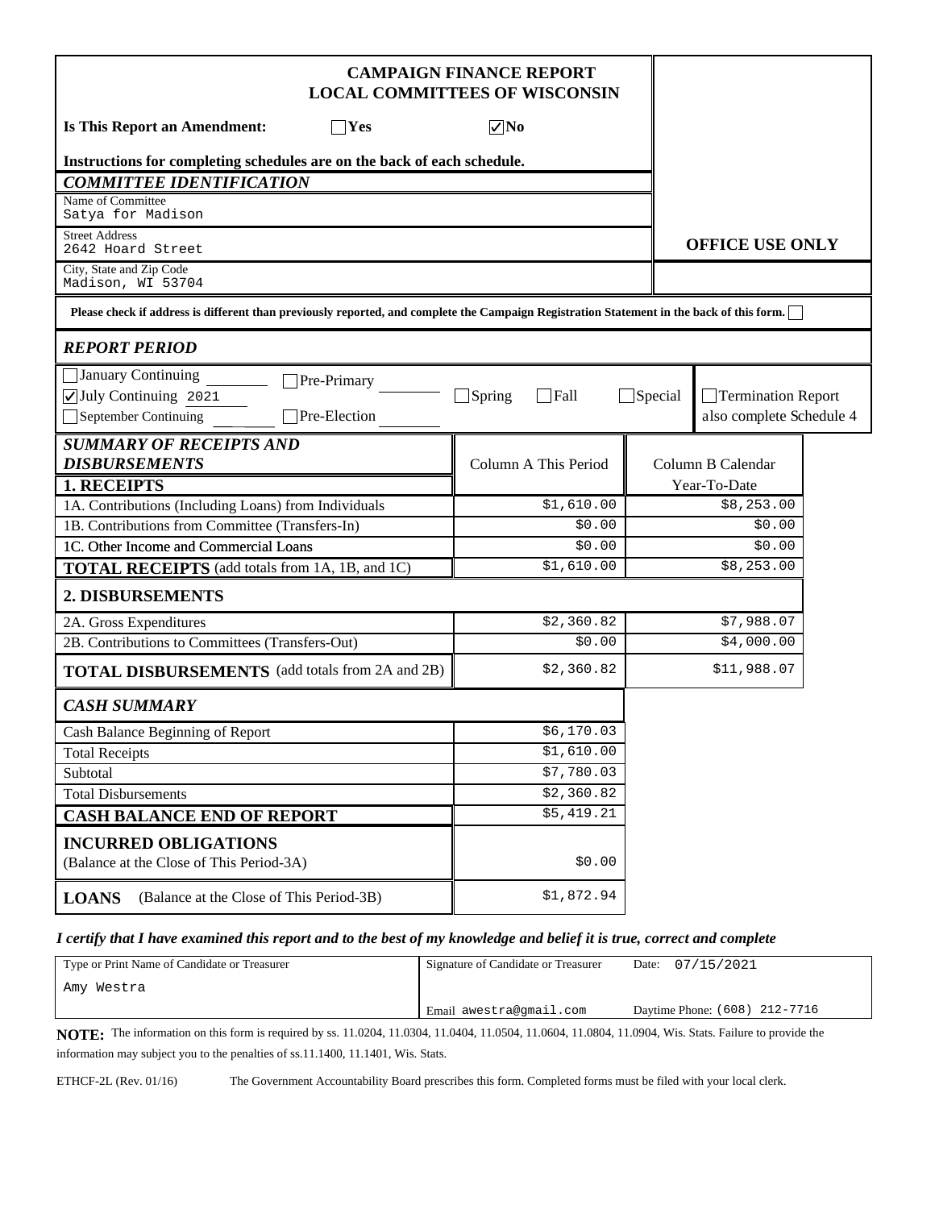# CAMPAIGN FINANCE REPORT
## LOCAL COMMITTEES OF WISCONSIN

**Is This Report an Amendment:** ☐ Yes ☑ No

**OFFICE USE ONLY**

**Instructions for completing schedules are on the back of each schedule.**

### *COMMITTEE IDENTIFICATION*

Name of Committee
Satya for Madison

Street Address
2642 Hoard Street

City, State and Zip Code
Madison, WI 53704

**Please check if address is different than previously reported, and complete the Campaign Registration Statement in the back of this form.** ☐

### *REPORT PERIOD*

☐ January Continuing ☐ Pre-Primary ☐ Spring ☐ Fall ☐ Special ☐ Termination Report also complete Schedule 4

☑ July Continuing 2021

☐ September Continuing ☐ Pre-Election

### *SUMMARY OF RECEIPTS AND DISBURSEMENTS*

| | Column A This Period | Column B Calendar Year-To-Date |
|---|---|---|
| **1. RECEIPTS** | | |
| 1A. Contributions (Including Loans) from Individuals | $1,610.00 | $8,253.00 |
| 1B. Contributions from Committee (Transfers-In) | $0.00 | $0.00 |
| 1C. Other Income and Commercial Loans | $0.00 | $0.00 |
| **TOTAL RECEIPTS** (add totals from 1A, 1B, and 1C) | $1,610.00 | $8,253.00 |
| **2. DISBURSEMENTS** | | |
| 2A. Gross Expenditures | $2,360.82 | $7,988.07 |
| 2B. Contributions to Committees (Transfers-Out) | $0.00 | $4,000.00 |
| **TOTAL DISBURSEMENTS** (add totals from 2A and 2B) | $2,360.82 | $11,988.07 |

### *CASH SUMMARY*

| | |
|---|---|
| Cash Balance Beginning of Report | $6,170.03 |
| Total Receipts | $1,610.00 |
| Subtotal | $7,780.03 |
| Total Disbursements | $2,360.82 |
| **CASH BALANCE END OF REPORT** | $5,419.21 |
| **INCURRED OBLIGATIONS** (Balance at the Close of This Period-3A) | $0.00 |
| **LOANS** (Balance at the Close of This Period-3B) | $1,872.94 |

***I certify that I have examined this report and to the best of my knowledge and belief it is true, correct and complete***

| Type or Print Name of Candidate or Treasurer | Signature of Candidate or Treasurer | Date: 07/15/2021 |
|---|---|---|
| Amy Westra | Email awestra@gmail.com | Daytime Phone: (608) 212-7716 |

**NOTE:** The information on this form is required by ss. 11.0204, 11.0304, 11.0404, 11.0504, 11.0604, 11.0804, 11.0904, Wis. Stats. Failure to provide the information may subject you to the penalties of ss.11.1400, 11.1401, Wis. Stats.

ETHCF-2L (Rev. 01/16) The Government Accountability Board prescribes this form. Completed forms must be filed with your local clerk.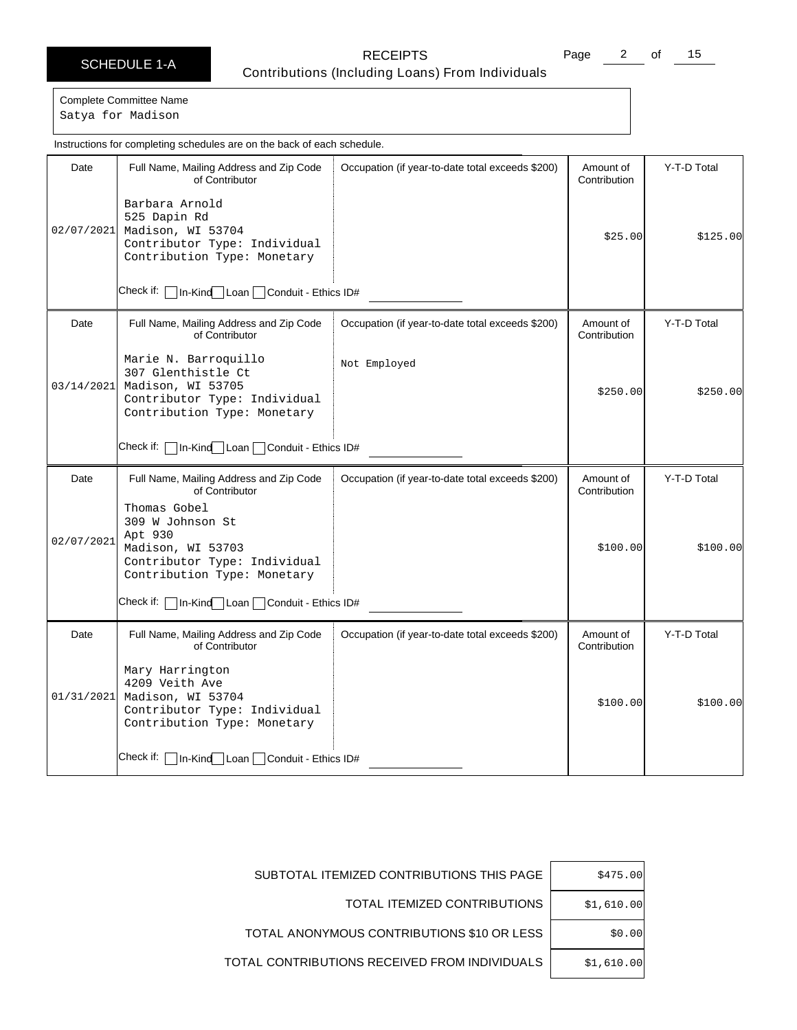**SCHEDULE 1-A**

# RECEIPTS

## Contributions (Including Loans) From Individuals

Complete Committee Name
Satya for Madison

Instructions for completing schedules are on the back of each schedule.

| Date | Full Name, Mailing Address and Zip Code of Contributor | Occupation (if year-to-date total exceeds $200) | Amount of Contribution | Y-T-D Total |
|---|---|---|---|---|
| 02/07/2021 | Barbara Arnold<br>525 Dapin Rd<br>Madison, WI 53704<br>Contributor Type: Individual<br>Contribution Type: Monetary<br>Check if: ☐ In-Kind ☐ Loan ☐ Conduit - Ethics ID# |  | $25.00 | $125.00 |
| 03/14/2021 | Marie N. Barroquillo<br>307 Glenthistle Ct<br>Madison, WI 53705<br>Contributor Type: Individual<br>Contribution Type: Monetary<br>Check if: ☐ In-Kind ☐ Loan ☐ Conduit - Ethics ID# | Not Employed | $250.00 | $250.00 |
| 02/07/2021 | Thomas Gobel<br>309 W Johnson St<br>Apt 930<br>Madison, WI 53703<br>Contributor Type: Individual<br>Contribution Type: Monetary<br>Check if: ☐ In-Kind ☐ Loan ☐ Conduit - Ethics ID# |  | $100.00 | $100.00 |
| 01/31/2021 | Mary Harrington<br>4209 Veith Ave<br>Madison, WI 53704<br>Contributor Type: Individual<br>Contribution Type: Monetary<br>Check if: ☐ In-Kind ☐ Loan ☐ Conduit - Ethics ID# |  | $100.00 | $100.00 |

| | |
|---|---|
| SUBTOTAL ITEMIZED CONTRIBUTIONS THIS PAGE | $475.00 |
| TOTAL ITEMIZED CONTRIBUTIONS | $1,610.00 |
| TOTAL ANONYMOUS CONTRIBUTIONS $10 OR LESS | $0.00 |
| TOTAL CONTRIBUTIONS RECEIVED FROM INDIVIDUALS | $1,610.00 |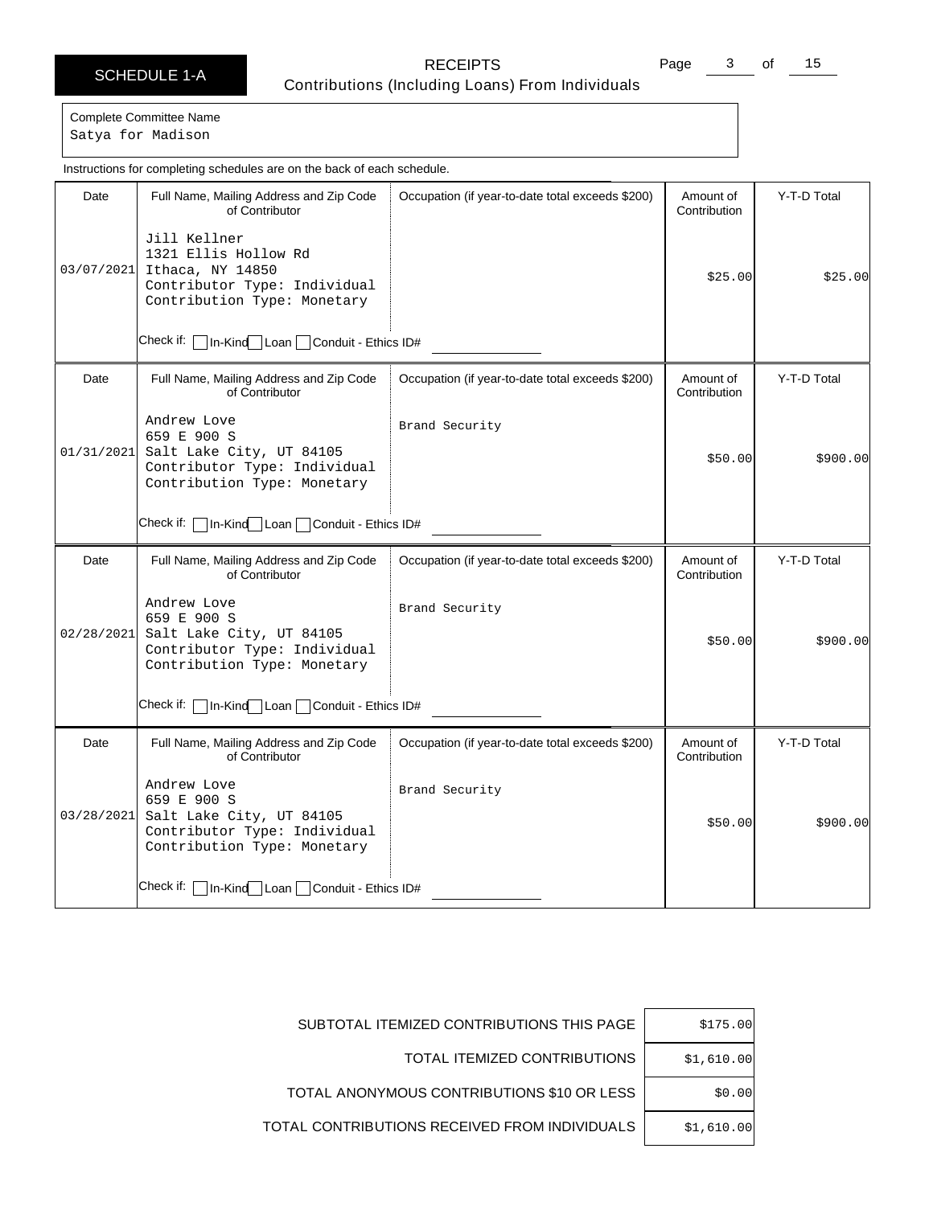# SCHEDULE 1-A

## RECEIPTS
### Contributions (Including Loans) From Individuals

Complete Committee Name
Satya for Madison

Instructions for completing schedules are on the back of each schedule.

| Date | Full Name, Mailing Address and Zip Code of Contributor | Occupation (if year-to-date total exceeds $200) | Amount of Contribution | Y-T-D Total |
|---|---|---|---|---|
| 03/07/2021 | Jill Kellner<br>1321 Ellis Hollow Rd<br>Ithaca, NY 14850<br>Contributor Type: Individual<br>Contribution Type: Monetary<br>Check if: ☐ In-Kind ☐ Loan ☐ Conduit - Ethics ID# | | $25.00 | $25.00 |
| 01/31/2021 | Andrew Love<br>659 E 900 S<br>Salt Lake City, UT 84105<br>Contributor Type: Individual<br>Contribution Type: Monetary<br>Check if: ☐ In-Kind ☐ Loan ☐ Conduit - Ethics ID# | Brand Security | $50.00 | $900.00 |
| 02/28/2021 | Andrew Love<br>659 E 900 S<br>Salt Lake City, UT 84105<br>Contributor Type: Individual<br>Contribution Type: Monetary<br>Check if: ☐ In-Kind ☐ Loan ☐ Conduit - Ethics ID# | Brand Security | $50.00 | $900.00 |
| 03/28/2021 | Andrew Love<br>659 E 900 S<br>Salt Lake City, UT 84105<br>Contributor Type: Individual<br>Contribution Type: Monetary<br>Check if: ☐ In-Kind ☐ Loan ☐ Conduit - Ethics ID# | Brand Security | $50.00 | $900.00 |

| | |
|---|---|
| SUBTOTAL ITEMIZED CONTRIBUTIONS THIS PAGE | $175.00 |
| TOTAL ITEMIZED CONTRIBUTIONS | $1,610.00 |
| TOTAL ANONYMOUS CONTRIBUTIONS $10 OR LESS | $0.00 |
| TOTAL CONTRIBUTIONS RECEIVED FROM INDIVIDUALS | $1,610.00 |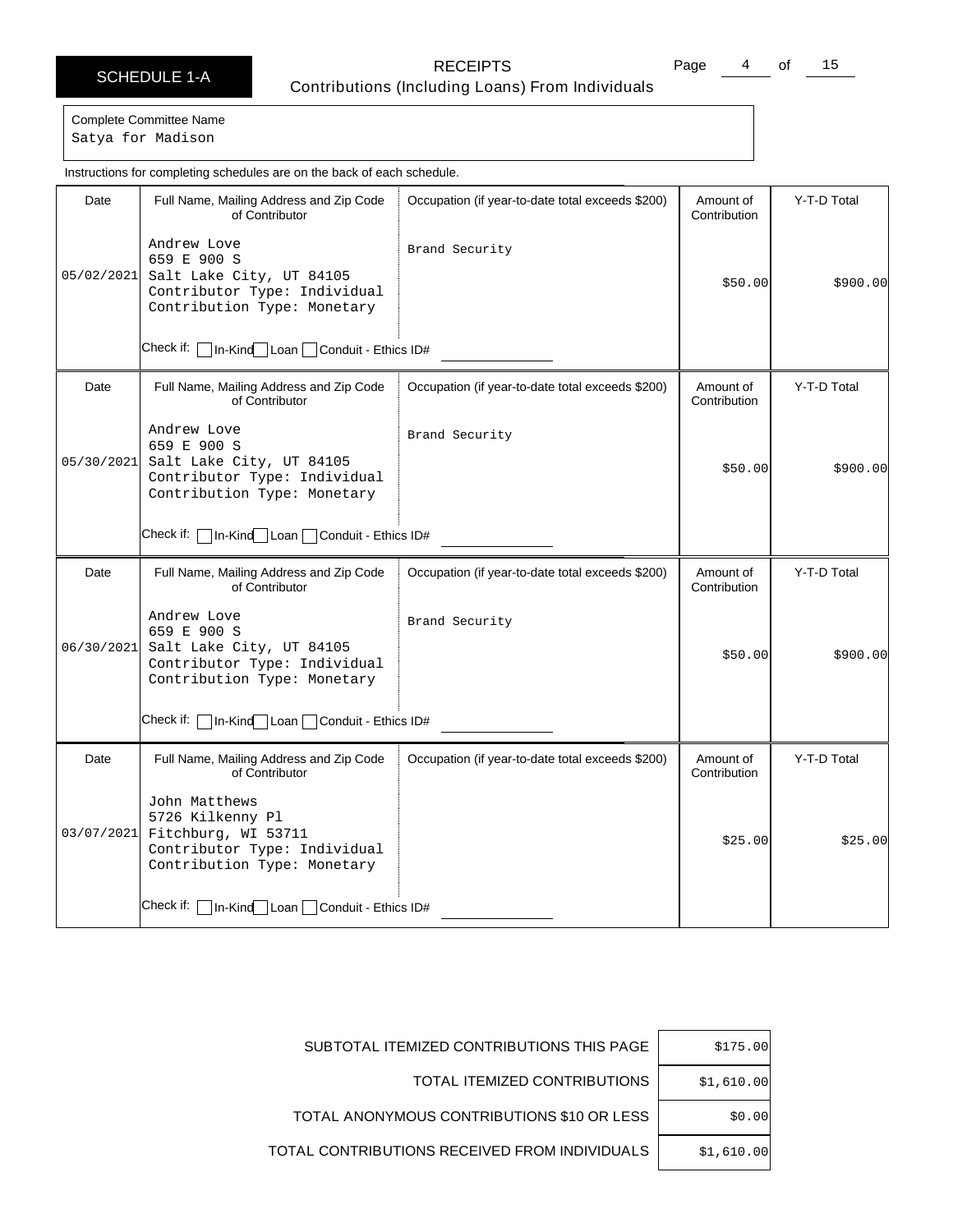# SCHEDULE 1-A

## RECEIPTS
### Contributions (Including Loans) From Individuals

Complete Committee Name
Satya for Madison

Instructions for completing schedules are on the back of each schedule.

| Date | Full Name, Mailing Address and Zip Code of Contributor | Occupation (if year-to-date total exceeds $200) | Amount of Contribution | Y-T-D Total |
|---|---|---|---|---|
| 05/02/2021 | Andrew Love<br>659 E 900 S<br>Salt Lake City, UT 84105<br>Contributor Type: Individual<br>Contribution Type: Monetary<br>Check if: ☐ In-Kind ☐ Loan ☐ Conduit - Ethics ID# | Brand Security | $50.00 | $900.00 |
| 05/30/2021 | Andrew Love<br>659 E 900 S<br>Salt Lake City, UT 84105<br>Contributor Type: Individual<br>Contribution Type: Monetary<br>Check if: ☐ In-Kind ☐ Loan ☐ Conduit - Ethics ID# | Brand Security | $50.00 | $900.00 |
| 06/30/2021 | Andrew Love<br>659 E 900 S<br>Salt Lake City, UT 84105<br>Contributor Type: Individual<br>Contribution Type: Monetary<br>Check if: ☐ In-Kind ☐ Loan ☐ Conduit - Ethics ID# | Brand Security | $50.00 | $900.00 |
| 03/07/2021 | John Matthews<br>5726 Kilkenny Pl<br>Fitchburg, WI 53711<br>Contributor Type: Individual<br>Contribution Type: Monetary<br>Check if: ☐ In-Kind ☐ Loan ☐ Conduit - Ethics ID# | | $25.00 | $25.00 |

| | |
|---|---|
| SUBTOTAL ITEMIZED CONTRIBUTIONS THIS PAGE | $175.00 |
| TOTAL ITEMIZED CONTRIBUTIONS | $1,610.00 |
| TOTAL ANONYMOUS CONTRIBUTIONS $10 OR LESS | $0.00 |
| TOTAL CONTRIBUTIONS RECEIVED FROM INDIVIDUALS | $1,610.00 |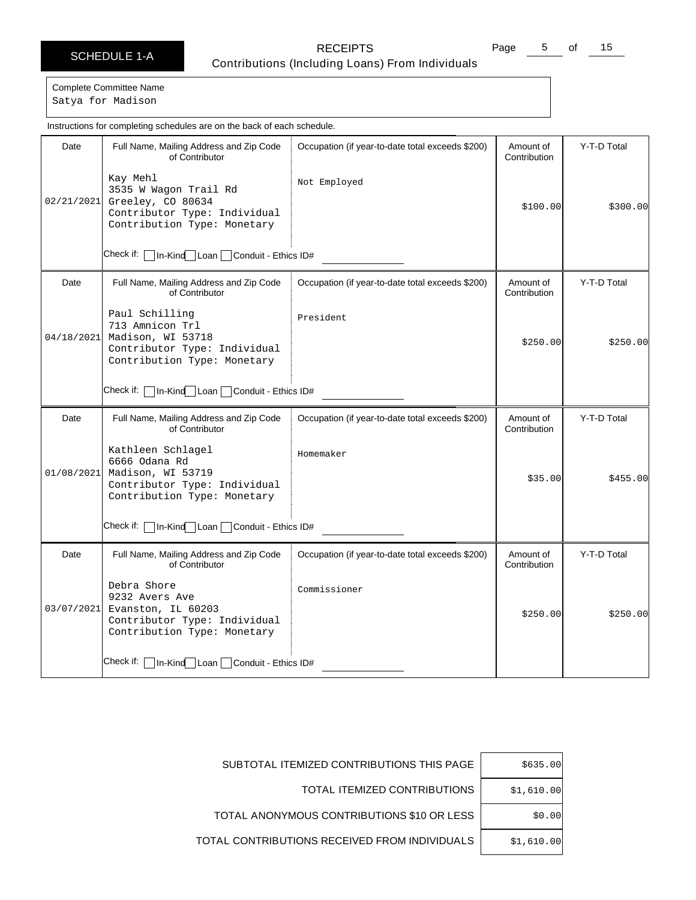# SCHEDULE 1-A

## RECEIPTS
### Contributions (Including Loans) From Individuals

Complete Committee Name
Satya for Madison

Instructions for completing schedules are on the back of each schedule.

| Date | Full Name, Mailing Address and Zip Code of Contributor | Occupation (if year-to-date total exceeds $200) | Amount of Contribution | Y-T-D Total |
|---|---|---|---|---|
| 02/21/2021 | Kay Mehl<br>3535 W Wagon Trail Rd<br>Greeley, CO 80634<br>Contributor Type: Individual<br>Contribution Type: Monetary<br>Check if: ☐ In-Kind ☐ Loan ☐ Conduit - Ethics ID# | Not Employed | $100.00 | $300.00 |
| 04/18/2021 | Paul Schilling<br>713 Amnicon Trl<br>Madison, WI 53718<br>Contributor Type: Individual<br>Contribution Type: Monetary<br>Check if: ☐ In-Kind ☐ Loan ☐ Conduit - Ethics ID# | President | $250.00 | $250.00 |
| 01/08/2021 | Kathleen Schlagel<br>6666 Odana Rd<br>Madison, WI 53719<br>Contributor Type: Individual<br>Contribution Type: Monetary<br>Check if: ☐ In-Kind ☐ Loan ☐ Conduit - Ethics ID# | Homemaker | $35.00 | $455.00 |
| 03/07/2021 | Debra Shore<br>9232 Avers Ave<br>Evanston, IL 60203<br>Contributor Type: Individual<br>Contribution Type: Monetary<br>Check if: ☐ In-Kind ☐ Loan ☐ Conduit - Ethics ID# | Commissioner | $250.00 | $250.00 |

| | |
|---|---|
| SUBTOTAL ITEMIZED CONTRIBUTIONS THIS PAGE | $635.00 |
| TOTAL ITEMIZED CONTRIBUTIONS | $1,610.00 |
| TOTAL ANONYMOUS CONTRIBUTIONS $10 OR LESS | $0.00 |
| TOTAL CONTRIBUTIONS RECEIVED FROM INDIVIDUALS | $1,610.00 |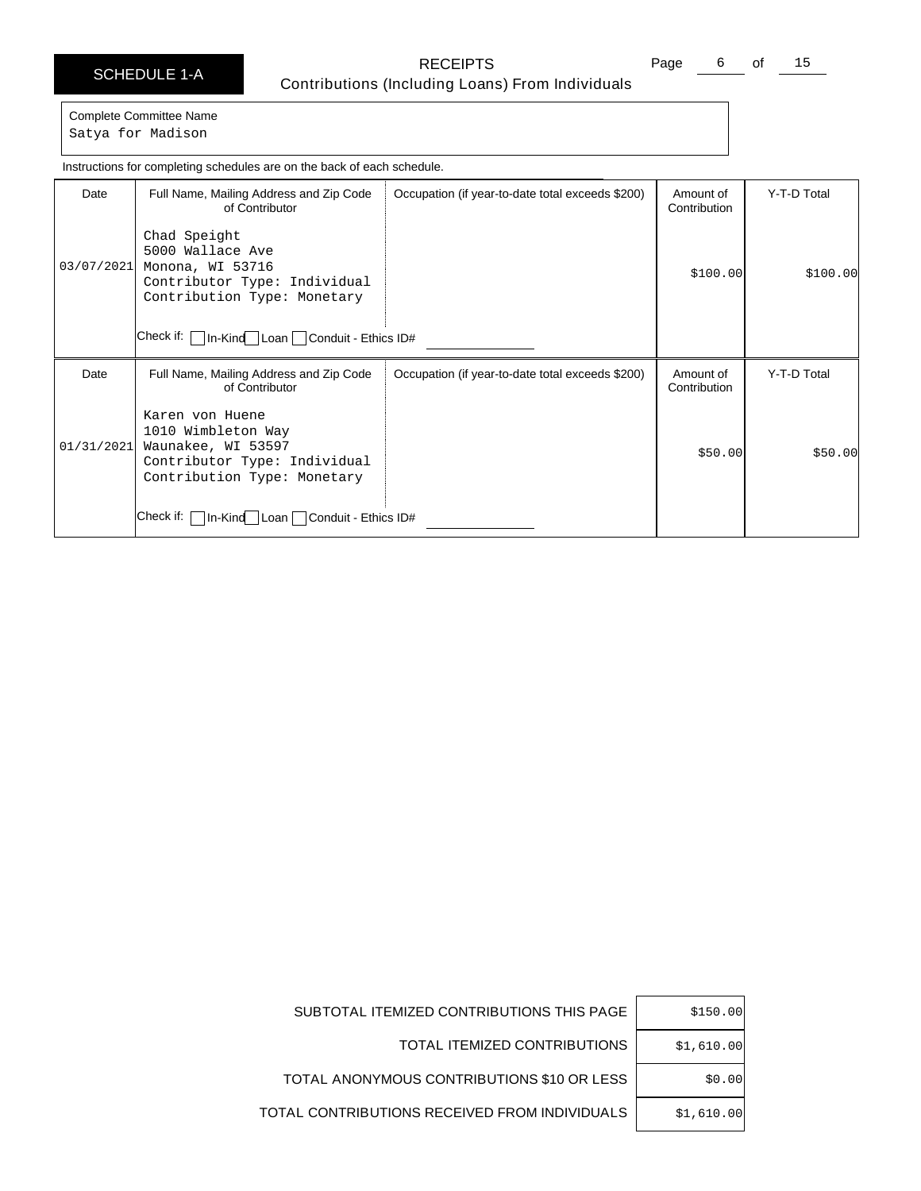# SCHEDULE 1-A

## RECEIPTS
### Contributions (Including Loans) From Individuals

Complete Committee Name
Satya for Madison

Instructions for completing schedules are on the back of each schedule.

| Date | Full Name, Mailing Address and Zip Code of Contributor | Occupation (if year-to-date total exceeds $200) | Amount of Contribution | Y-T-D Total |
|---|---|---|---|---|
| 03/07/2021 | Chad Speight<br>5000 Wallace Ave<br>Monona, WI 53716<br>Contributor Type: Individual<br>Contribution Type: Monetary<br>Check if: ☐ In-Kind ☐ Loan ☐ Conduit - Ethics ID# | | $100.00 | $100.00 |
| 01/31/2021 | Karen von Huene<br>1010 Wimbleton Way<br>Waunakee, WI 53597<br>Contributor Type: Individual<br>Contribution Type: Monetary<br>Check if: ☐ In-Kind ☐ Loan ☐ Conduit - Ethics ID# | | $50.00 | $50.00 |

| | |
|---|---|
| SUBTOTAL ITEMIZED CONTRIBUTIONS THIS PAGE | $150.00 |
| TOTAL ITEMIZED CONTRIBUTIONS | $1,610.00 |
| TOTAL ANONYMOUS CONTRIBUTIONS $10 OR LESS | $0.00 |
| TOTAL CONTRIBUTIONS RECEIVED FROM INDIVIDUALS | $1,610.00 |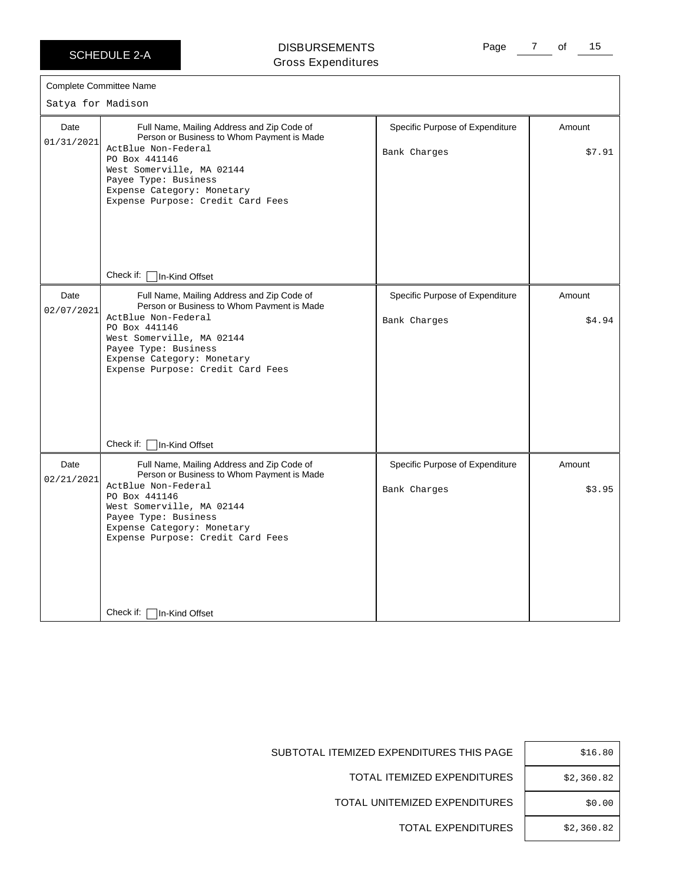**SCHEDULE 2-A**

# DISBURSEMENTS
## Gross Expenditures

**Complete Committee Name**

Satya for Madison

| Date | Full Name, Mailing Address and Zip Code of Person or Business to Whom Payment is Made | Specific Purpose of Expenditure | Amount |
|---|---|---|---|
| 01/31/2021 | ActBlue Non-Federal<br>PO Box 441146<br>West Somerville, MA 02144<br>Payee Type: Business<br>Expense Category: Monetary<br>Expense Purpose: Credit Card Fees<br>Check if: ☐ In-Kind Offset | Bank Charges | $7.91 |
| 02/07/2021 | ActBlue Non-Federal<br>PO Box 441146<br>West Somerville, MA 02144<br>Payee Type: Business<br>Expense Category: Monetary<br>Expense Purpose: Credit Card Fees<br>Check if: ☐ In-Kind Offset | Bank Charges | $4.94 |
| 02/21/2021 | ActBlue Non-Federal<br>PO Box 441146<br>West Somerville, MA 02144<br>Payee Type: Business<br>Expense Category: Monetary<br>Expense Purpose: Credit Card Fees<br>Check if: ☐ In-Kind Offset | Bank Charges | $3.95 |

| | |
|---|---|
| SUBTOTAL ITEMIZED EXPENDITURES THIS PAGE | $16.80 |
| TOTAL ITEMIZED EXPENDITURES | $2,360.82 |
| TOTAL UNITEMIZED EXPENDITURES | $0.00 |
| TOTAL EXPENDITURES | $2,360.82 |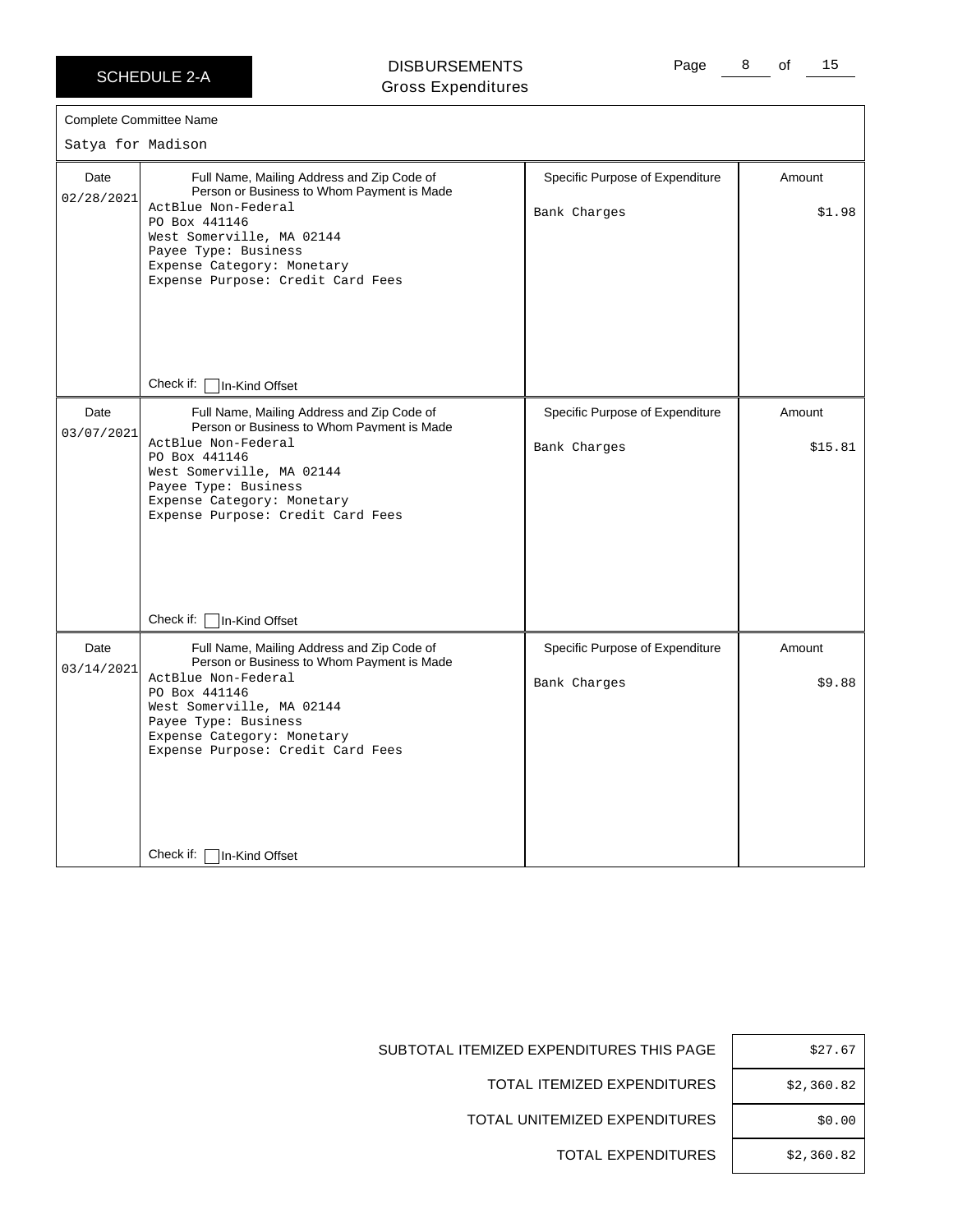**SCHEDULE 2-A**

## DISBURSEMENTS
Gross Expenditures

Complete Committee Name

Satya for Madison

| Date | Full Name, Mailing Address and Zip Code of Person or Business to Whom Payment is Made | Specific Purpose of Expenditure | Amount |
|---|---|---|---|
| 02/28/2021 | ActBlue Non-Federal<br>PO Box 441146<br>West Somerville, MA 02144<br>Payee Type: Business<br>Expense Category: Monetary<br>Expense Purpose: Credit Card Fees<br><br>Check if: ☐ In-Kind Offset | Bank Charges | $1.98 |
| 03/07/2021 | ActBlue Non-Federal<br>PO Box 441146<br>West Somerville, MA 02144<br>Payee Type: Business<br>Expense Category: Monetary<br>Expense Purpose: Credit Card Fees<br><br>Check if: ☐ In-Kind Offset | Bank Charges | $15.81 |
| 03/14/2021 | ActBlue Non-Federal<br>PO Box 441146<br>West Somerville, MA 02144<br>Payee Type: Business<br>Expense Category: Monetary<br>Expense Purpose: Credit Card Fees<br><br>Check if: ☐ In-Kind Offset | Bank Charges | $9.88 |

| | |
|---|---|
| SUBTOTAL ITEMIZED EXPENDITURES THIS PAGE | $27.67 |
| TOTAL ITEMIZED EXPENDITURES | $2,360.82 |
| TOTAL UNITEMIZED EXPENDITURES | $0.00 |
| TOTAL EXPENDITURES | $2,360.82 |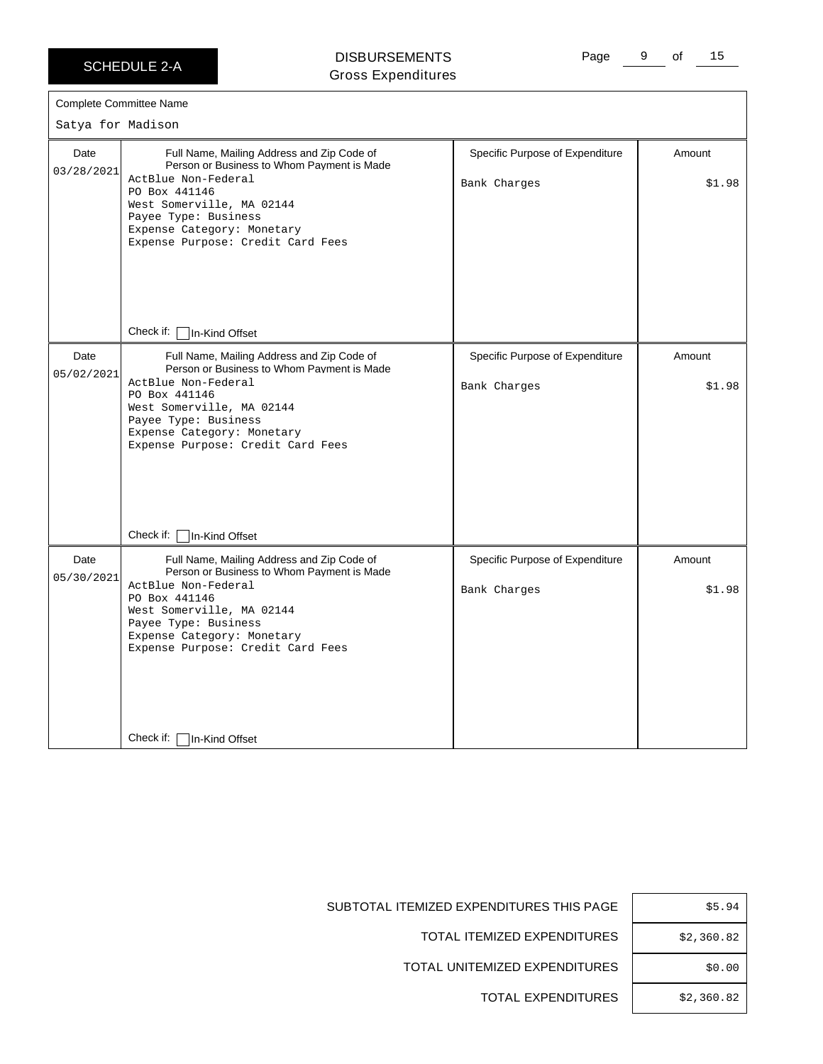SCHEDULE 2-A

# DISBURSEMENTS
## Gross Expenditures

Complete Committee Name

Satya for Madison

| Date | Full Name, Mailing Address and Zip Code of Person or Business to Whom Payment is Made | Specific Purpose of Expenditure | Amount |
|---|---|---|---|
| 03/28/2021 | ActBlue Non-Federal<br>PO Box 441146<br>West Somerville, MA 02144<br>Payee Type: Business<br>Expense Category: Monetary<br>Expense Purpose: Credit Card Fees<br>Check if: ☐ In-Kind Offset | Bank Charges | $1.98 |
| 05/02/2021 | ActBlue Non-Federal<br>PO Box 441146<br>West Somerville, MA 02144<br>Payee Type: Business<br>Expense Category: Monetary<br>Expense Purpose: Credit Card Fees<br>Check if: ☐ In-Kind Offset | Bank Charges | $1.98 |
| 05/30/2021 | ActBlue Non-Federal<br>PO Box 441146<br>West Somerville, MA 02144<br>Payee Type: Business<br>Expense Category: Monetary<br>Expense Purpose: Credit Card Fees<br>Check if: ☐ In-Kind Offset | Bank Charges | $1.98 |

| | |
|---|---|
| SUBTOTAL ITEMIZED EXPENDITURES THIS PAGE | $5.94 |
| TOTAL ITEMIZED EXPENDITURES | $2,360.82 |
| TOTAL UNITEMIZED EXPENDITURES | $0.00 |
| TOTAL EXPENDITURES | $2,360.82 |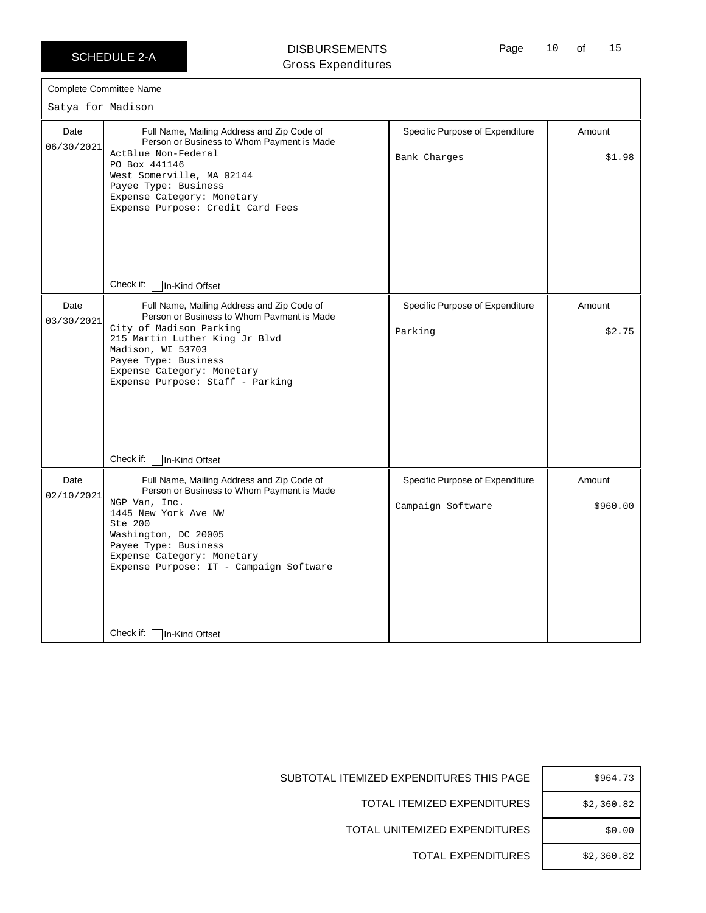# SCHEDULE 2-A

## DISBURSEMENTS
Gross Expenditures

**Complete Committee Name**

Satya for Madison

| Date | Full Name, Mailing Address and Zip Code of Person or Business to Whom Payment is Made | Specific Purpose of Expenditure | Amount |
|---|---|---|---|
| 06/30/2021 | ActBlue Non-Federal<br>PO Box 441146<br>West Somerville, MA 02144<br>Payee Type: Business<br>Expense Category: Monetary<br>Expense Purpose: Credit Card Fees<br>Check if: ☐ In-Kind Offset | Bank Charges | $1.98 |
| 03/30/2021 | City of Madison Parking<br>215 Martin Luther King Jr Blvd<br>Madison, WI 53703<br>Payee Type: Business<br>Expense Category: Monetary<br>Expense Purpose: Staff - Parking<br>Check if: ☐ In-Kind Offset | Parking | $2.75 |
| 02/10/2021 | NGP Van, Inc.<br>1445 New York Ave NW<br>Ste 200<br>Washington, DC 20005<br>Payee Type: Business<br>Expense Category: Monetary<br>Expense Purpose: IT - Campaign Software<br>Check if: ☐ In-Kind Offset | Campaign Software | $960.00 |

| | |
|---|---|
| SUBTOTAL ITEMIZED EXPENDITURES THIS PAGE | $964.73 |
| TOTAL ITEMIZED EXPENDITURES | $2,360.82 |
| TOTAL UNITEMIZED EXPENDITURES | $0.00 |
| TOTAL EXPENDITURES | $2,360.82 |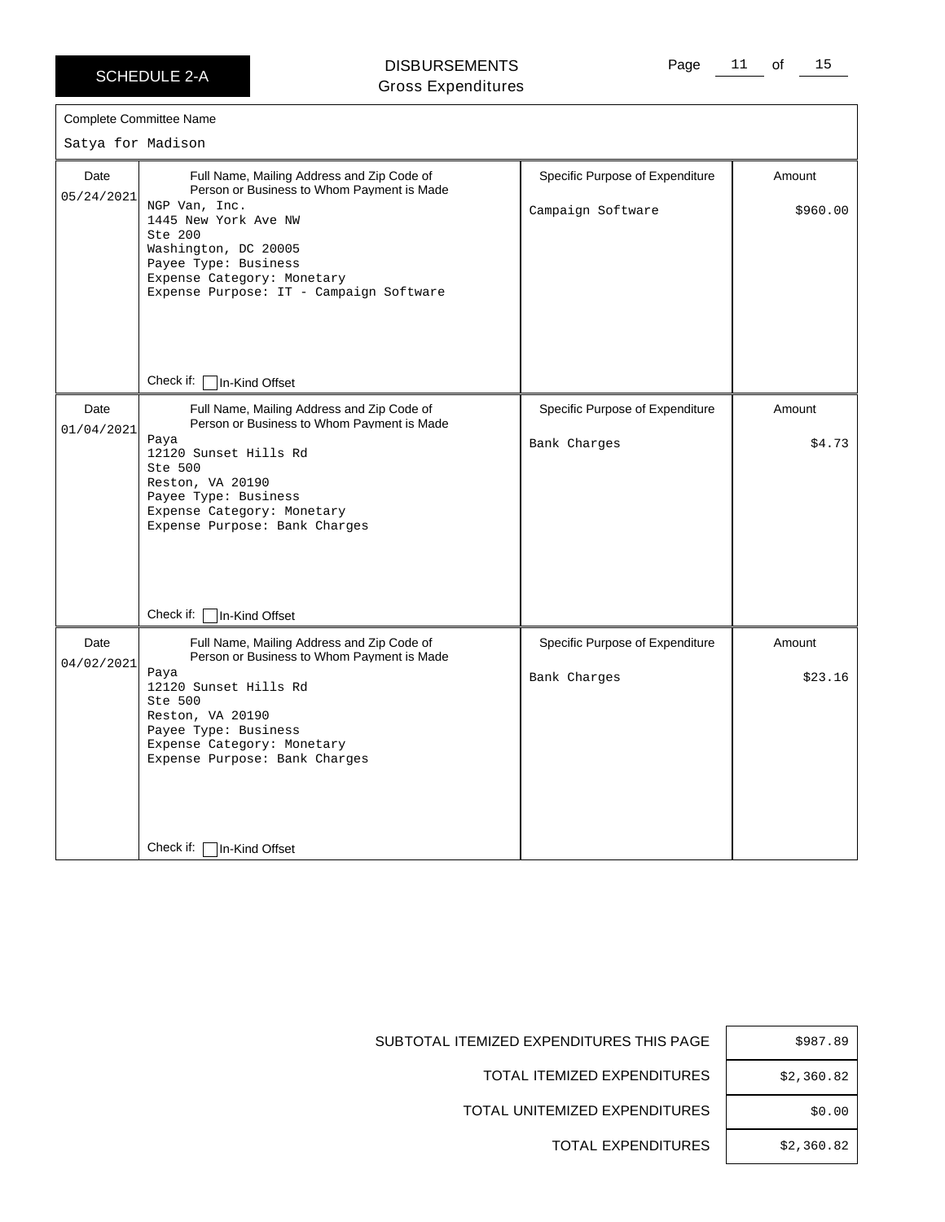# SCHEDULE 2-A

## DISBURSEMENTS
### Gross Expenditures

**Complete Committee Name**

Satya for Madison

| Date | Full Name, Mailing Address and Zip Code of Person or Business to Whom Payment is Made | Specific Purpose of Expenditure | Amount |
|---|---|---|---|
| 05/24/2021 | NGP Van, Inc.<br>1445 New York Ave NW<br>Ste 200<br>Washington, DC 20005<br>Payee Type: Business<br>Expense Category: Monetary<br>Expense Purpose: IT - Campaign Software<br><br>Check if: ☐ In-Kind Offset | Campaign Software | $960.00 |
| 01/04/2021 | Paya<br>12120 Sunset Hills Rd<br>Ste 500<br>Reston, VA 20190<br>Payee Type: Business<br>Expense Category: Monetary<br>Expense Purpose: Bank Charges<br><br>Check if: ☐ In-Kind Offset | Bank Charges | $4.73 |
| 04/02/2021 | Paya<br>12120 Sunset Hills Rd<br>Ste 500<br>Reston, VA 20190<br>Payee Type: Business<br>Expense Category: Monetary<br>Expense Purpose: Bank Charges<br><br>Check if: ☐ In-Kind Offset | Bank Charges | $23.16 |

| | |
|---|---|
| SUBTOTAL ITEMIZED EXPENDITURES THIS PAGE | $987.89 |
| TOTAL ITEMIZED EXPENDITURES | $2,360.82 |
| TOTAL UNITEMIZED EXPENDITURES | $0.00 |
| TOTAL EXPENDITURES | $2,360.82 |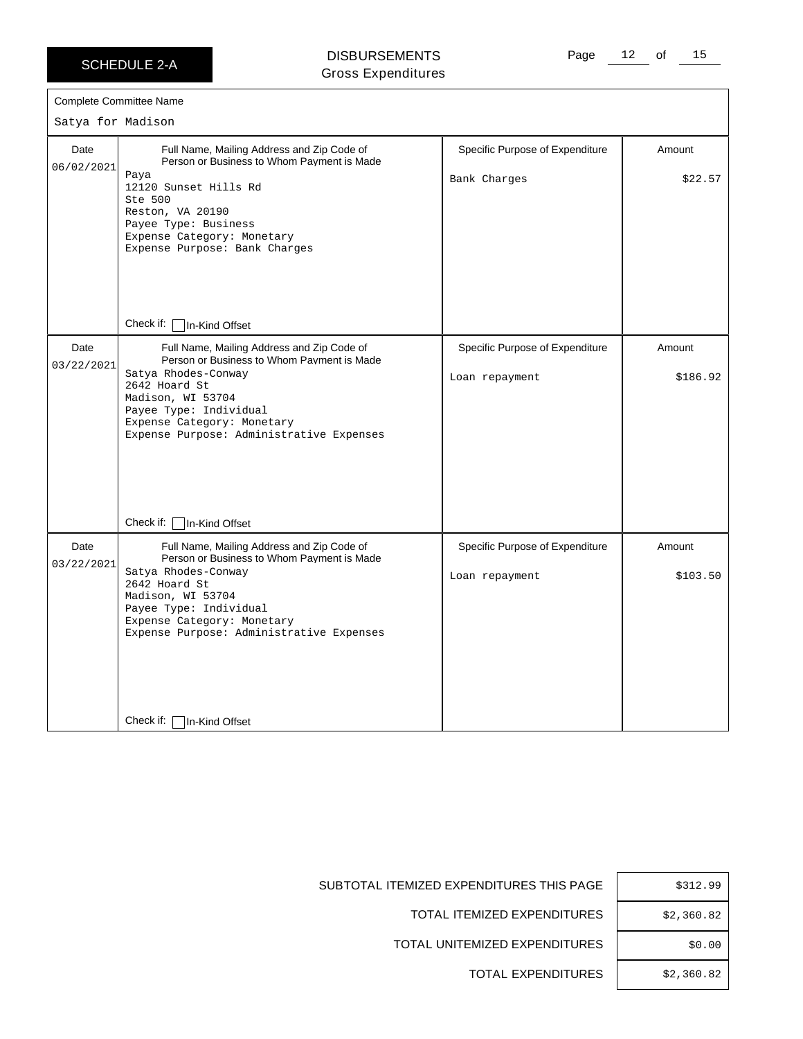SCHEDULE 2-A

# DISBURSEMENTS
Gross Expenditures

Complete Committee Name

Satya for Madison

| Date | Full Name, Mailing Address and Zip Code of Person or Business to Whom Payment is Made | Specific Purpose of Expenditure | Amount |
|---|---|---|---|
| 06/02/2021 | Paya<br>12120 Sunset Hills Rd<br>Ste 500<br>Reston, VA 20190<br>Payee Type: Business<br>Expense Category: Monetary<br>Expense Purpose: Bank Charges<br><br>Check if: ☐ In-Kind Offset | Bank Charges | $22.57 |
| 03/22/2021 | Satya Rhodes-Conway<br>2642 Hoard St<br>Madison, WI 53704<br>Payee Type: Individual<br>Expense Category: Monetary<br>Expense Purpose: Administrative Expenses<br><br>Check if: ☐ In-Kind Offset | Loan repayment | $186.92 |
| 03/22/2021 | Satya Rhodes-Conway<br>2642 Hoard St<br>Madison, WI 53704<br>Payee Type: Individual<br>Expense Category: Monetary<br>Expense Purpose: Administrative Expenses<br><br>Check if: ☐ In-Kind Offset | Loan repayment | $103.50 |

| | |
|---|---|
| SUBTOTAL ITEMIZED EXPENDITURES THIS PAGE | $312.99 |
| TOTAL ITEMIZED EXPENDITURES | $2,360.82 |
| TOTAL UNITEMIZED EXPENDITURES | $0.00 |
| TOTAL EXPENDITURES | $2,360.82 |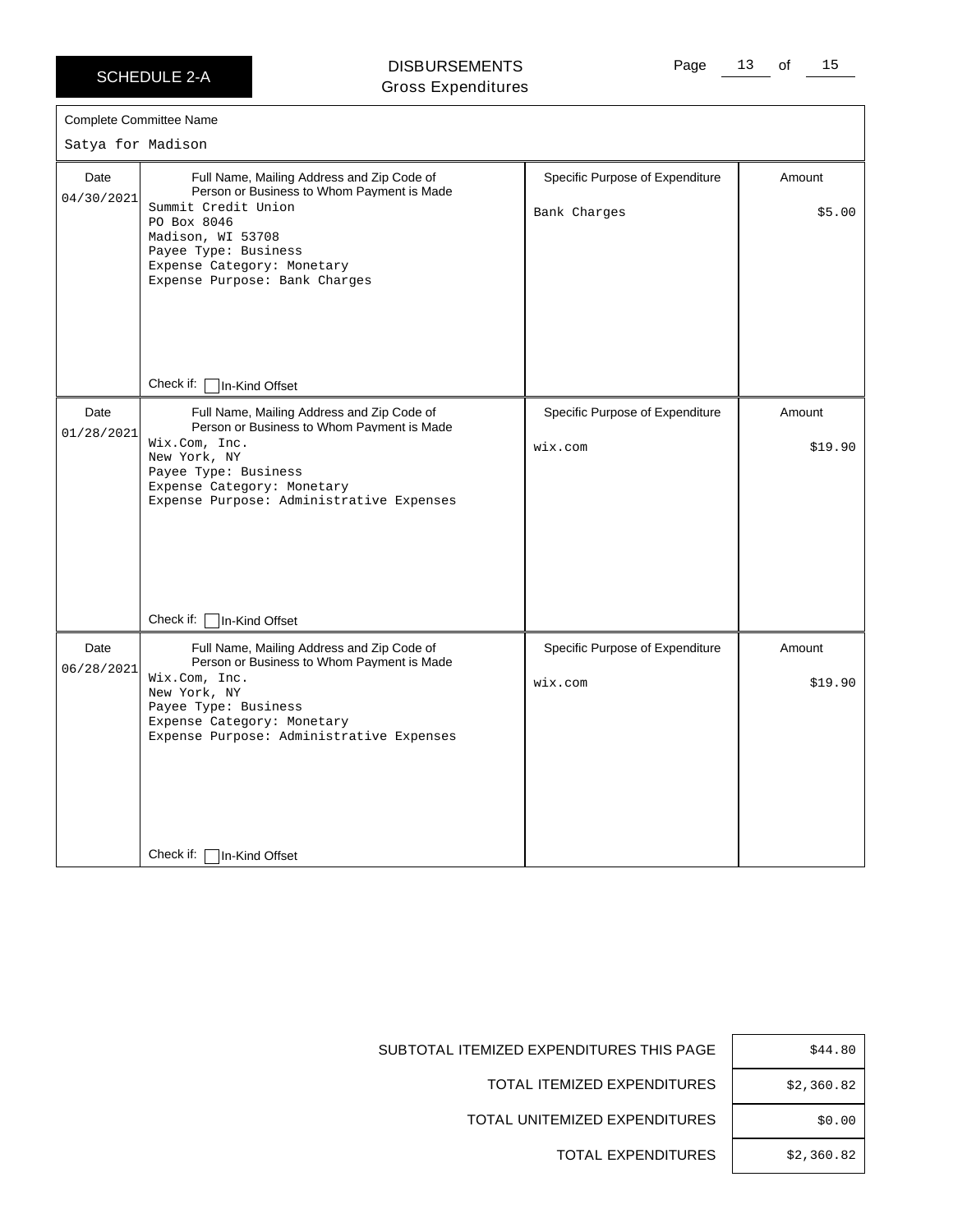SCHEDULE 2-A

# DISBURSEMENTS
Gross Expenditures

Complete Committee Name

Satya for Madison

| Date | Full Name, Mailing Address and Zip Code of Person or Business to Whom Payment is Made | Specific Purpose of Expenditure | Amount |
|---|---|---|---|
| 04/30/2021 | Summit Credit Union<br>PO Box 8046<br>Madison, WI 53708<br>Payee Type: Business<br>Expense Category: Monetary<br>Expense Purpose: Bank Charges<br><br>Check if: ☐ In-Kind Offset | Bank Charges | $5.00 |
| 01/28/2021 | Wix.Com, Inc.<br>New York, NY<br>Payee Type: Business<br>Expense Category: Monetary<br>Expense Purpose: Administrative Expenses<br><br>Check if: ☐ In-Kind Offset | wix.com | $19.90 |
| 06/28/2021 | Wix.Com, Inc.<br>New York, NY<br>Payee Type: Business<br>Expense Category: Monetary<br>Expense Purpose: Administrative Expenses<br><br>Check if: ☐ In-Kind Offset | wix.com | $19.90 |

| | |
|---|---|
| SUBTOTAL ITEMIZED EXPENDITURES THIS PAGE | $44.80 |
| TOTAL ITEMIZED EXPENDITURES | $2,360.82 |
| TOTAL UNITEMIZED EXPENDITURES | $0.00 |
| TOTAL EXPENDITURES | $2,360.82 |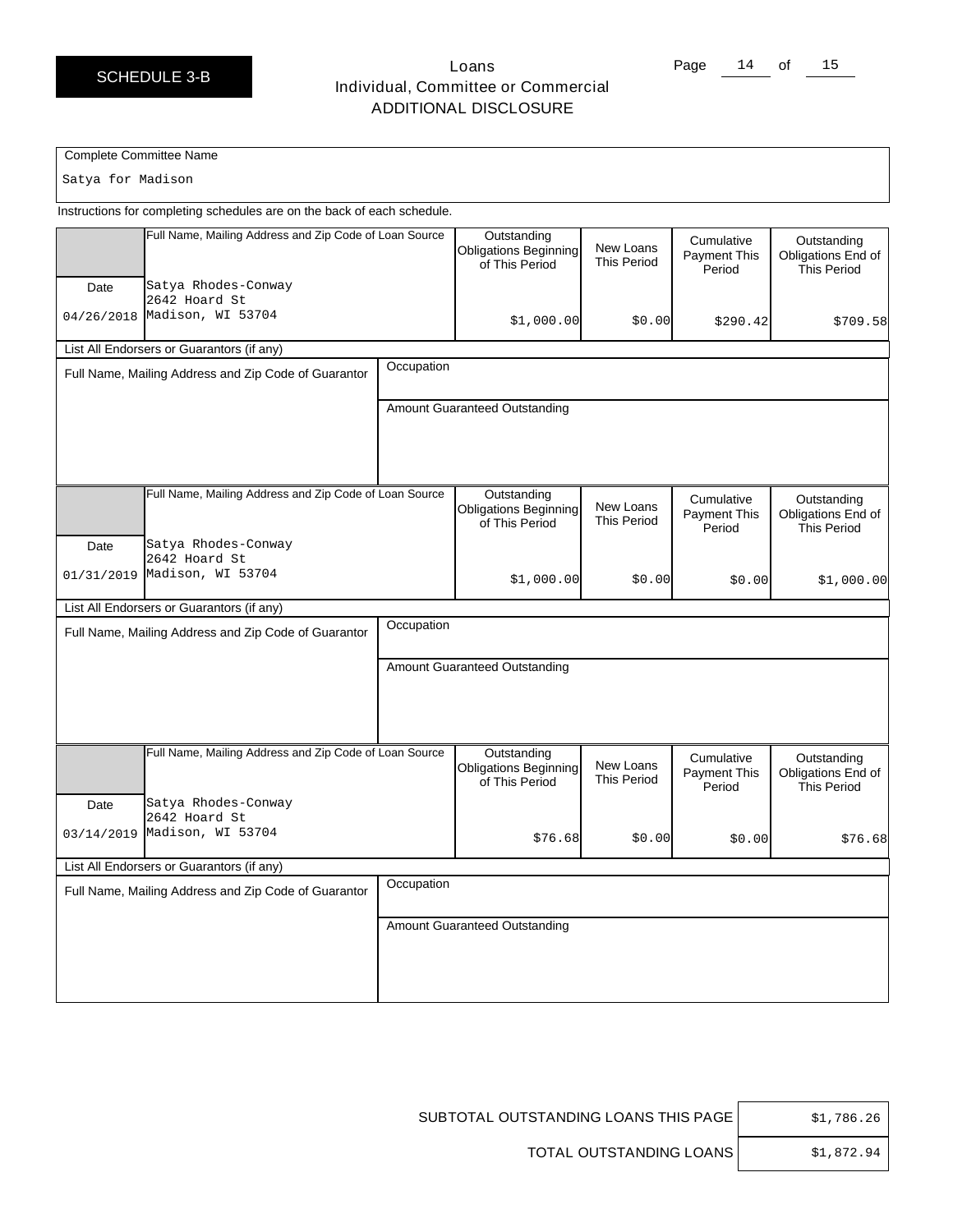**SCHEDULE 3-B**

# Loans
## Individual, Committee or Commercial
## ADDITIONAL DISCLOSURE

Complete Committee Name

Satya for Madison

Instructions for completing schedules are on the back of each schedule.

| Date | Full Name, Mailing Address and Zip Code of Loan Source | Outstanding Obligations Beginning of This Period | New Loans This Period | Cumulative Payment This Period | Outstanding Obligations End of This Period |
|---|---|---|---|---|---|
| 04/26/2018 | Satya Rhodes-Conway<br>2642 Hoard St<br>Madison, WI 53704 | $1,000.00 | $0.00 | $290.42 | $709.58 |

List All Endorsers or Guarantors (if any)

| Full Name, Mailing Address and Zip Code of Guarantor | Occupation |
|---|---|
| | Amount Guaranteed Outstanding |

| Date | Full Name, Mailing Address and Zip Code of Loan Source | Outstanding Obligations Beginning of This Period | New Loans This Period | Cumulative Payment This Period | Outstanding Obligations End of This Period |
|---|---|---|---|---|---|
| 01/31/2019 | Satya Rhodes-Conway<br>2642 Hoard St<br>Madison, WI 53704 | $1,000.00 | $0.00 | $0.00 | $1,000.00 |

List All Endorsers or Guarantors (if any)

| Full Name, Mailing Address and Zip Code of Guarantor | Occupation |
|---|---|
| | Amount Guaranteed Outstanding |

| Date | Full Name, Mailing Address and Zip Code of Loan Source | Outstanding Obligations Beginning of This Period | New Loans This Period | Cumulative Payment This Period | Outstanding Obligations End of This Period |
|---|---|---|---|---|---|
| 03/14/2019 | Satya Rhodes-Conway<br>2642 Hoard St<br>Madison, WI 53704 | $76.68 | $0.00 | $0.00 | $76.68 |

List All Endorsers or Guarantors (if any)

| Full Name, Mailing Address and Zip Code of Guarantor | Occupation |
|---|---|
| | Amount Guaranteed Outstanding |

| | |
|---|---|
| SUBTOTAL OUTSTANDING LOANS THIS PAGE | $1,786.26 |
| TOTAL OUTSTANDING LOANS | $1,872.94 |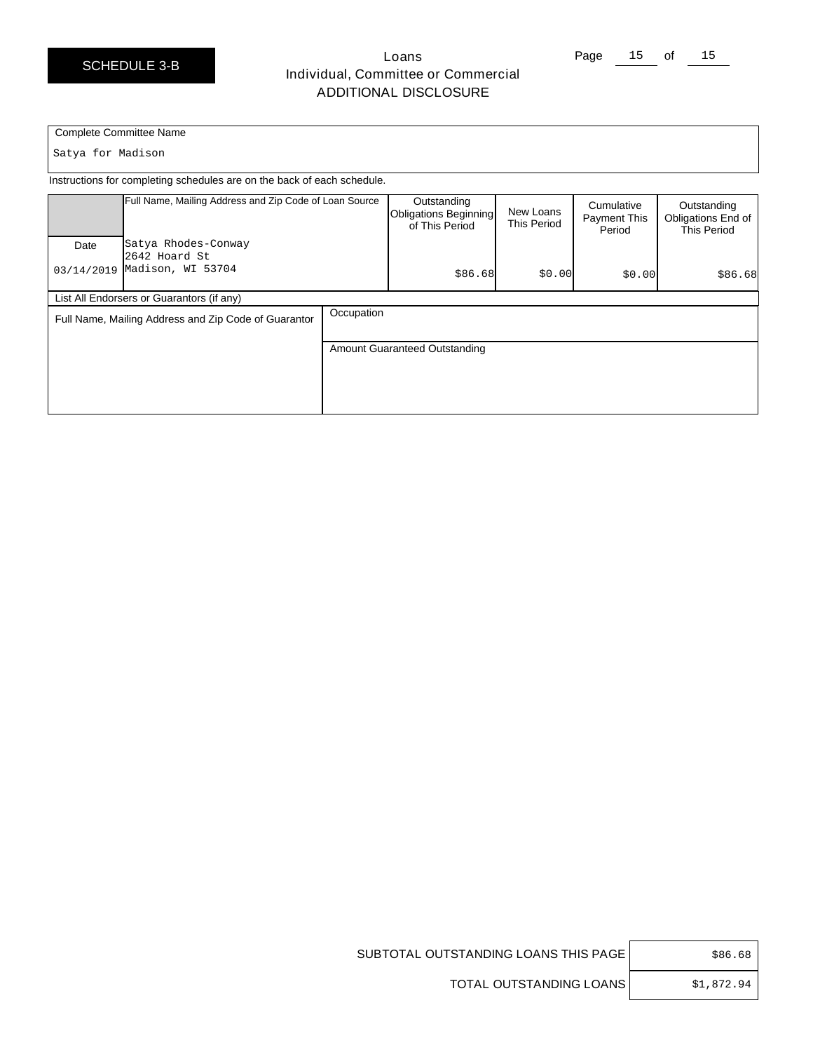SCHEDULE 3-B

# Loans
## Individual, Committee or Commercial
## ADDITIONAL DISCLOSURE

Complete Committee Name

Satya for Madison

Instructions for completing schedules are on the back of each schedule.

| Date | Full Name, Mailing Address and Zip Code of Loan Source | Outstanding Obligations Beginning of This Period | New Loans This Period | Cumulative Payment This Period | Outstanding Obligations End of This Period |
|---|---|---|---|---|---|
| 03/14/2019 | Satya Rhodes-Conway<br>2642 Hoard St<br>Madison, WI 53704 | $86.68 | $0.00 | $0.00 | $86.68 |

List All Endorsers or Guarantors (if any)

| Full Name, Mailing Address and Zip Code of Guarantor | Occupation |
|---|---|
| | Amount Guaranteed Outstanding |

| | |
|---|---|
| SUBTOTAL OUTSTANDING LOANS THIS PAGE | $86.68 |
| TOTAL OUTSTANDING LOANS | $1,872.94 |